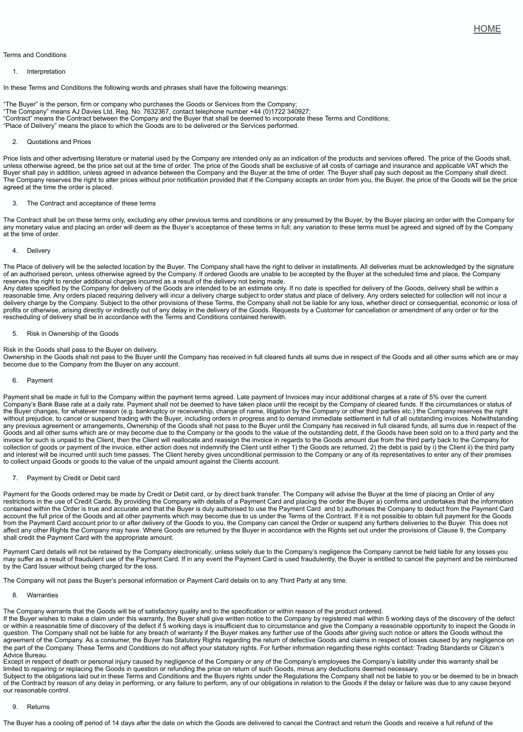HOME

Terms and Conditions

1. Interpretation

In these Terms and Conditions the following words and phrases shall have the following meanings:

"The Buyer" is the person, firm or company who purchases the Goods or Services from the Company;
"The Company" means AJ Davies Ltd, Reg. No. 7632367, contact telephone number +44 (0)1722 340927;
"Contract" means the Contract between the Company and the Buyer that shall be deemed to incorporate these Terms and Conditions;
"Place of Delivery" means the place to which the Goods are to be delivered or the Services performed.

2. Quotations and Prices

Price lists and other advertising literature or material used by the Company are intended only as an indication of the products and services offered. The price of the Goods shall, unless otherwise agreed, be the price set out at the time of order. The price of the Goods shall be exclusive of all costs of carriage and insurance and applicable VAT which the Buyer shall pay in addition, unless agreed in advance between the Company and the Buyer at the time of order. The Buyer shall pay such deposit as the Company shall direct. The Company reserves the right to alter prices without prior notification provided that if the Company accepts an order from you, the Buyer, the price of the Goods will be the price agreed at the time the order is placed.

3. The Contract and acceptance of these terms

The Contract shall be on these terms only, excluding any other previous terms and conditions or any presumed by the Buyer, by the Buyer placing an order with the Company for any monetary value and placing an order will deem as the Buyer's acceptance of these terms in full; any variation to these terms must be agreed and signed off by the Company at the time of order.

4. Delivery

The Place of delivery will be the selected location by the Buyer. The Company shall have the right to deliver in installments. All deliveries must be acknowledged by the signature of an authorised person, unless otherwise agreed by the Company. If ordered Goods are unable to be accepted by the Buyer at the scheduled time and place, the Company reserves the right to render additional charges incurred as a result of the delivery not being made.
Any dates specified by the Company for delivery of the Goods are intended to be an estimate only. If no date is specified for delivery of the Goods, delivery shall be within a reasonable time. Any orders placed requiring delivery will incur a delivery charge subject to order status and place of delivery. Any orders selected for collection will not incur a delivery charge by the Company. Subject to the other provisions of these Terms, the Company shall not be liable for any loss, whether direct or consequential, economic or loss of profits or otherwise, arising directly or indirectly out of any delay in the delivery of the Goods. Requests by a Customer for cancellation or amendment of any order or for the rescheduling of delivery shall be in accordance with the Terms and Conditions contained herewith.

5. Risk in Ownership of the Goods

Risk in the Goods shall pass to the Buyer on delivery.
Ownership in the Goods shall not pass to the Buyer until the Company has received in full cleared funds all sums due in respect of the Goods and all other sums which are or may become due to the Company from the Buyer on any account.

6. Payment

Payment shall be made in full to the Company within the payment terms agreed. Late payment of Invoices may incur additional charges at a rate of 5% over the current Company's Bank Base rate at a daily rate. Payment shall not be deemed to have taken place until the receipt by the Company of cleared funds. If the circumstances or status of the Buyer changes, for whatever reason (e.g. bankruptcy or receivership, change of name, litigation by the Company or other third parties etc.) the Company reserves the right without prejudice, to cancel or suspend trading with the Buyer, including orders in progress and to demand immediate settlement in full of all outstanding invoices. Notwithstanding any previous agreement or arrangements, Ownership of the Goods shall not pass to the Buyer until the Company has received in full cleared funds, all sums due in respect of the Goods and all other sums which are or may become due to the Company or the goods to the value of the outstanding debt, if the Goods have been sold on to a third party and the invoice for such is unpaid to the Client, then the Client will reallocate and reassign the invoice in regards to the Goods amount due from the third party back to the Company for collection of goods or payment of the invoice, either action does not indemnify the Client until either 1) the Goods are returned, 2) the debt is paid by i) the Client ii) the third party and interest will be incurred until such time passes. The Client hereby gives unconditional permission to the Company or any of its representatives to enter any of their premises to collect unpaid Goods or goods to the value of the unpaid amount against the Clients account.

7. Payment by Credit or Debit card

Payment for the Goods ordered may be made by Credit or Debit card, or by direct bank transfer. The Company will advise the Buyer at the time of placing an Order of any restrictions in the use of Credit Cards. By providing the Company with details of a Payment Card and placing the order the Buyer a) confirms and undertakes that the information contained within the Order is true and accurate and that the Buyer is duly authorised to use the Payment Card and b) authorises the Company to deduct from the Payment Card account the full price of the Goods and all other payments which may become due to us under the Terms of the Contract. If it is not possible to obtain full payment for the Goods from the Payment Card account prior to or after delivery of the Goods to you, the Company can cancel the Order or suspend any furthers deliveries to the Buyer. This does not affect any other Rights the Company may have. Where Goods are returned by the Buyer in accordance with the Rights set out under the provisions of Clause 9, the Company shall credit the Payment Card with the appropriate amount.

Payment Card details will not be retained by the Company electronically; unless solely due to the Company's negligence the Company cannot be held liable for any losses you may suffer as a result of fraudulent use of the Payment Card. If in any event the Payment Card is used fraudulently, the Buyer is entitled to cancel the payment and be reimbursed by the Card Issuer without being charged for the loss.

The Company will not pass the Buyer's personal information or Payment Card details on to any Third Party at any time.

8. Warranties

The Company warrants that the Goods will be of satisfactory quality and to the specification or within reason of the product ordered.
If the Buyer wishes to make a claim under this warranty, the Buyer shall give written notice to the Company by registered mail within 5 working days of the discovery of the defect or within a reasonable time of discovery of the defect if 5 working days is insufficient due to circumstance and give the Company a reasonable opportunity to inspect the Goods in question. The Company shall not be liable for any breach of warranty if the Buyer makes any further use of the Goods after giving such notice or alters the Goods without the agreement of the Company. As a consumer, the Buyer has Statutory Rights regarding the return of defective Goods and claims in respect of losses caused by any negligence on the part of the Company. These Terms and Conditions do not affect your statutory rights. For further information regarding these rights contact: Trading Standards or Citizen's Advice Bureau.
Except in respect of death or personal injury caused by negligence of the Company or any of the Company's employees the Company's liability under this warranty shall be limited to repairing or replacing the Goods in question or refunding the price on return of such Goods, minus any deductions deemed necessary.
Subject to the obligations laid out in these Terms and Conditions and the Buyers rights under the Regulations the Company shall not be liable to you or be deemed to be in breach of the Contract by reason of any delay in performing, or any failure to perform, any of our obligations in relation to the Goods if the delay or failure was due to any cause beyond our reasonable control.

9. Returns

The Buyer has a cooling off period of 14 days after the date on which the Goods are delivered to cancel the Contract and return the Goods and receive a full refund of the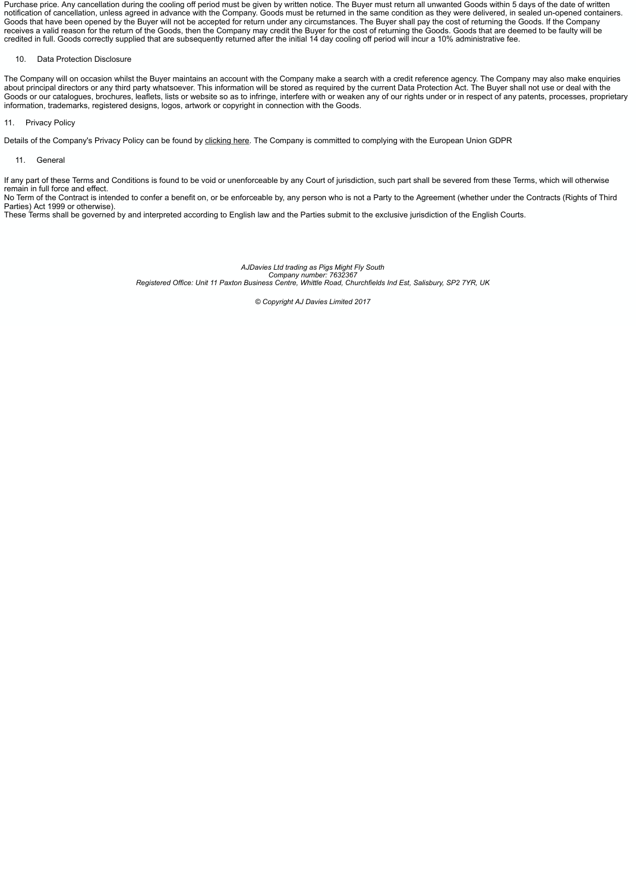Purchase price. Any cancellation during the cooling off period must be given by written notice. The Buyer must return all unwanted Goods within 5 days of the date of written notification of cancellation, unless agreed in advance with the Company. Goods must be returned in the same condition as they were delivered, in sealed un-opened containers. Goods that have been opened by the Buyer will not be accepted for return under any circumstances. The Buyer shall pay the cost of returning the Goods. If the Company receives a valid reason for the return of the Goods, then the Company may credit the Buyer for the cost of returning the Goods. Goods that are deemed to be faulty will be credited in full. Goods correctly supplied that are subsequently returned after the initial 14 day cooling off period will incur a 10% administrative fee.

## 10. Data Protection Disclosure

The Company will on occasion whilst the Buyer maintains an account with the Company make a search with a credit reference agency. The Company may also make enquiries about principal directors or any third party whatsoever. This information will be stored as required by the current Data Protection Act. The Buyer shall not use or deal with the Goods or our catalogues, brochures, leaflets, lists or website so as to infringe, interfere with or weaken any of our rights under or in respect of any patents, processes, proprietary information, trademarks, registered designs, logos, artwork or copyright in connection with the Goods.

## 11. Privacy Policy

Details of the Company's Privacy Policy can be found by clicking here. The Company is committed to complying with the European Union GDPR

## 11. General

If any part of these Terms and Conditions is found to be void or unenforceable by any Court of jurisdiction, such part shall be severed from these Terms, which will otherwise remain in full force and effect.
No Term of the Contract is intended to confer a benefit on, or be enforceable by, any person who is not a Party to the Agreement (whether under the Contracts (Rights of Third Parties) Act 1999 or otherwise).
These Terms shall be governed by and interpreted according to English law and the Parties submit to the exclusive jurisdiction of the English Courts.

*AJDavies Ltd trading as Pigs Might Fly South*
*Company number: 7632367*
*Registered Office: Unit 11 Paxton Business Centre, Whittle Road, Churchfields Ind Est, Salisbury, SP2 7YR, UK*

*© Copyright AJ Davies Limited 2017*